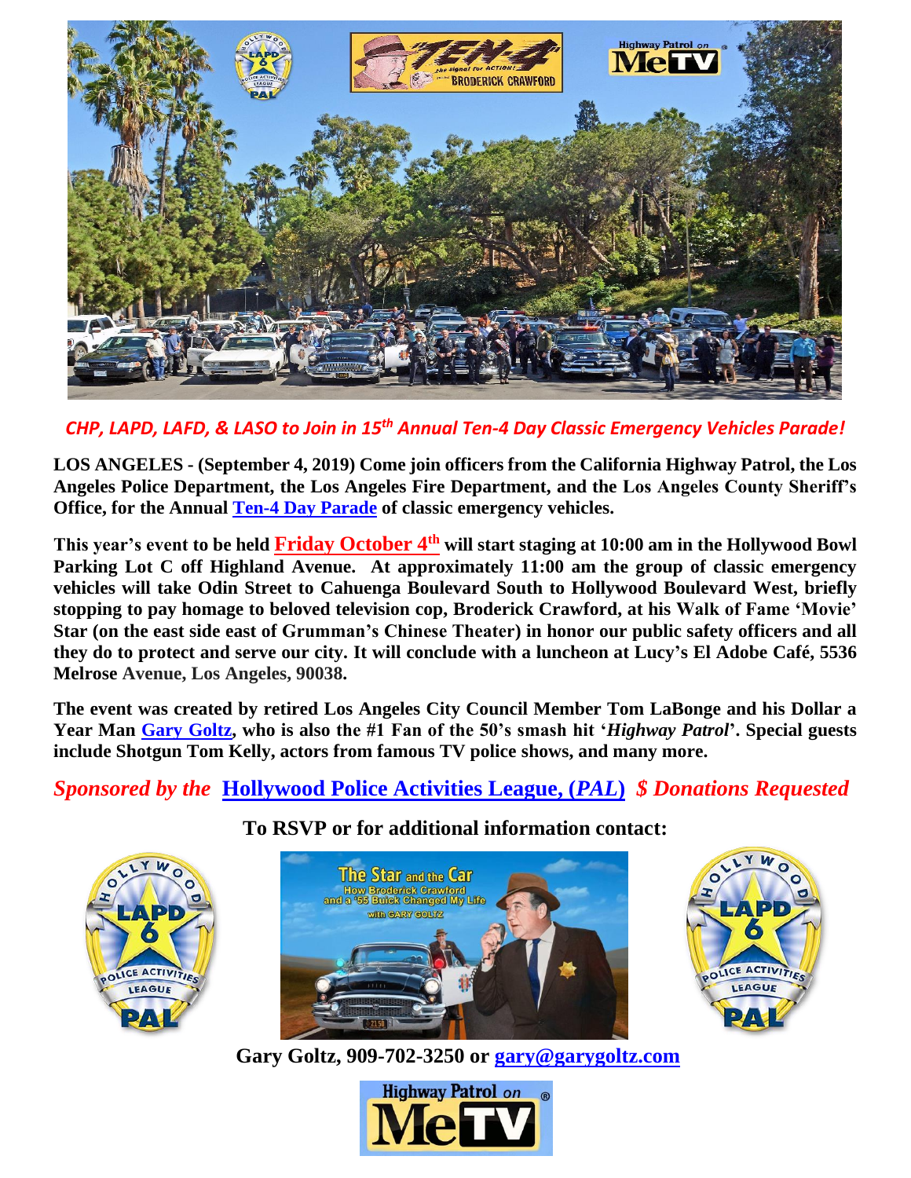*CHP, LAPD, LAFD, & LASO to Join in 15th Annual Ten-4 Day Classic Emergency Vehicles Parade!*

**LOS ANGELES - (September 4, 2019) Come join officers from the California Highway Patrol, the Los Angeles Police Department, the Los Angeles Fire Department, and the Los Angeles County Sheriff's Office, for the Annual Ten-4 Day Parade of classic emergency vehicles.**

**This year's event to be held Friday October 4th will start staging at 10:00 am in the Hollywood Bowl Parking Lot C off Highland Avenue. At approximately 11:00 am the group of classic emergency vehicles will take Odin Street to Cahuenga Boulevard South to Hollywood Boulevard West, briefly stopping to pay homage to beloved television cop, Broderick Crawford, at his Walk of Fame 'Movie' Star (on the east side east of Grumman's Chinese Theater) in honor our public safety officers and all they do to protect and serve our city. It will conclude with a luncheon at Lucy's El Adobe Café, 5536 Melrose Avenue, Los Angeles, 90038.**

**The event was created by retired Los Angeles City Council Member Tom LaBonge and his Dollar a Year Man Gary Goltz, who is also the #1 Fan of the 50's smash hit '*Highway Patrol*'. Special guests include Shotgun Tom Kelly, actors from famous TV police shows, and many more.**

***Sponsored by the* Hollywood Police Activities League, (*PAL*) *$ Donations Requested***

**To RSVP or for additional information contact:**

**Gary Goltz, 909-702-3250 or gary@garygoltz.com**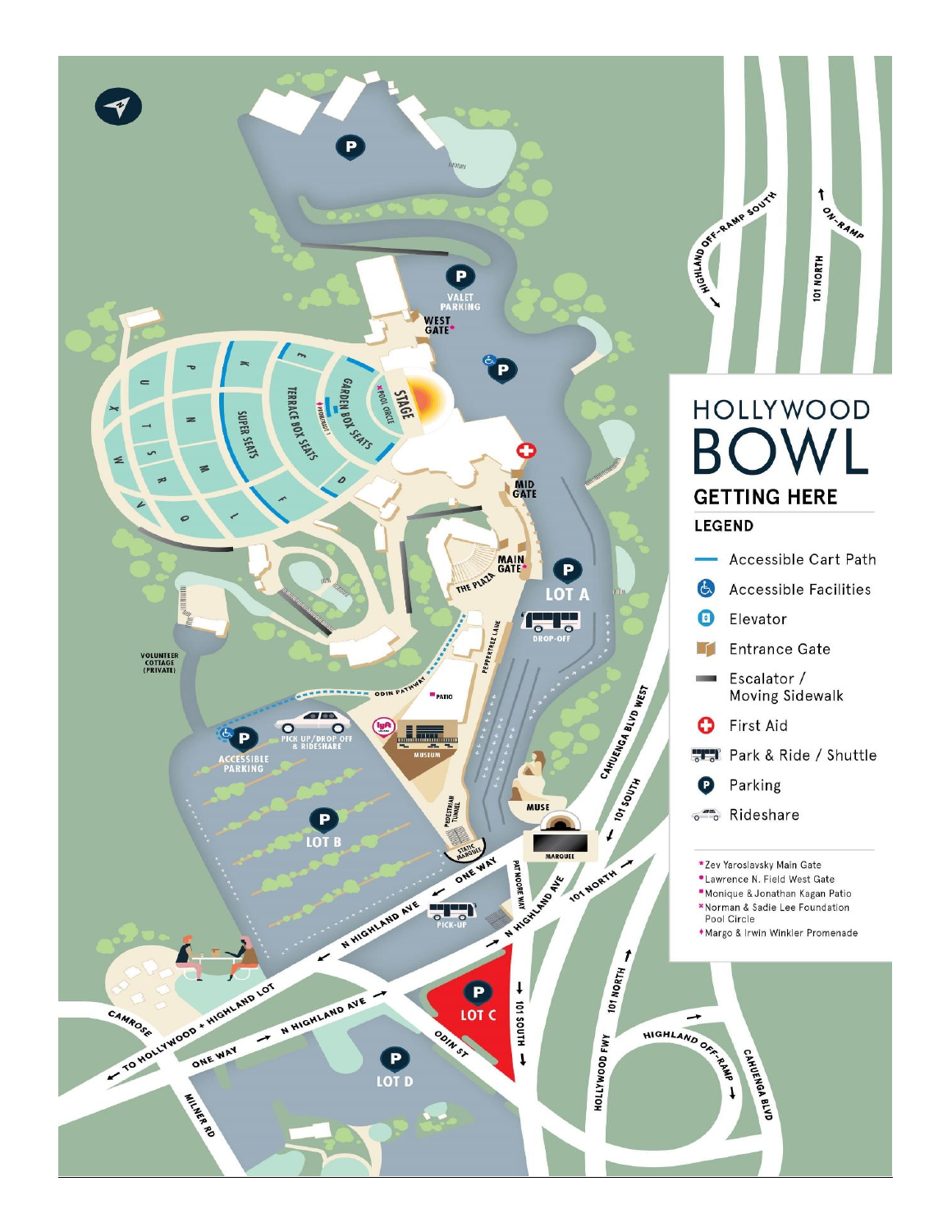# HOLLYWOOD BOWL

## GETTING HERE

### LEGEND

- Accessible Cart Path
- Accessible Facilities
- Elevator
- Entrance Gate
- Escalator / Moving Sidewalk
- First Aid
- Park & Ride / Shuttle
- Parking
- Rideshare

*Zev Yaroslavsky Main Gate
*Lawrence N. Field West Gate
*Monique & Jonathan Kagan Patio
*Norman & Sadie Lee Foundation Pool Circle
*Margo & Irwin Winkler Promenade

STAGE
POOL CIRCLE
GARDEN BOX SEATS
TERRACE BOX SEATS
SUPER SEATS
WEST GATE
VALET PARKING
MID GATE
MAIN GATE
THE PLAZA
LOT A
DROP-OFF
PEPPERTREE LANE
ODIN PATHWAY
PATIO
MUSEUM
PICK UP/DROP OFF & RIDESHARE
ACCESSIBLE PARKING
LOT B
VOLUNTEER COTTAGE (PRIVATE)
PEDESTRIAN TUNNEL
STATIC MARQUEE
MUSE
MARQUEE
PAT MOORE WAY
ONE WAY
N HIGHLAND AVE
PICK-UP
LOT C
LOT D
ODIN ST
CAMROSE
TO HOLLYWOOD + HIGHLAND LOT
MILNER RD
CAHUENGA BLVD WEST
101 SOUTH
101 NORTH
HIGHLAND OFF-RAMP SOUTH
ON-RAMP
HOLLYWOOD FWY
HIGHLAND OFF-RAMP
CAHUENGA BLVD